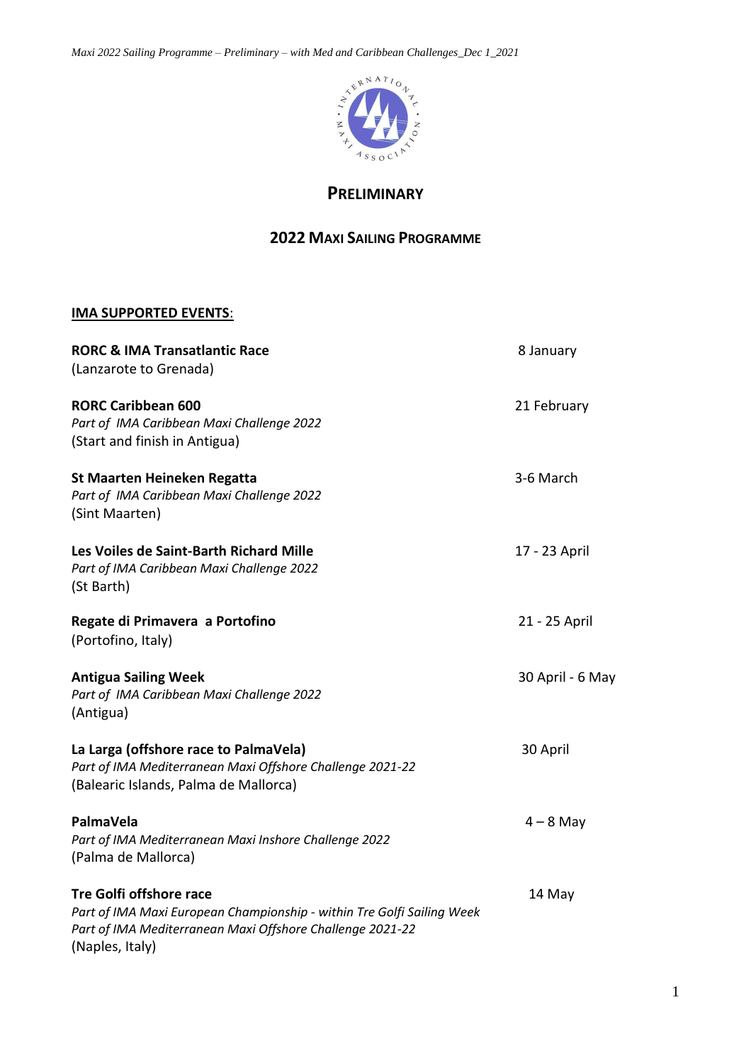# PRELIMINARY

## 2022 MAXI SAILING PROGRAMME

**IMA SUPPORTED EVENTS**:

| Event | Date |
|---|---|
| **RORC & IMA Transatlantic Race**<br>(Lanzarote to Grenada) | 8 January |
| **RORC Caribbean 600**<br>*Part of IMA Caribbean Maxi Challenge 2022*<br>(Start and finish in Antigua) | 21 February |
| **St Maarten Heineken Regatta**<br>*Part of IMA Caribbean Maxi Challenge 2022*<br>(Sint Maarten) | 3-6 March |
| **Les Voiles de Saint-Barth Richard Mille**<br>*Part of IMA Caribbean Maxi Challenge 2022*<br>(St Barth) | 17 - 23 April |
| **Regate di Primavera a Portofino**<br>(Portofino, Italy) | 21 - 25 April |
| **Antigua Sailing Week**<br>*Part of IMA Caribbean Maxi Challenge 2022*<br>(Antigua) | 30 April - 6 May |
| **La Larga (offshore race to PalmaVela)**<br>*Part of IMA Mediterranean Maxi Offshore Challenge 2021-22*<br>(Balearic Islands, Palma de Mallorca) | 30 April |
| **PalmaVela**<br>*Part of IMA Mediterranean Maxi Inshore Challenge 2022*<br>(Palma de Mallorca) | 4 – 8 May |
| **Tre Golfi offshore race**<br>*Part of IMA Maxi European Championship - within Tre Golfi Sailing Week*<br>*Part of IMA Mediterranean Maxi Offshore Challenge 2021-22*<br>(Naples, Italy) | 14 May |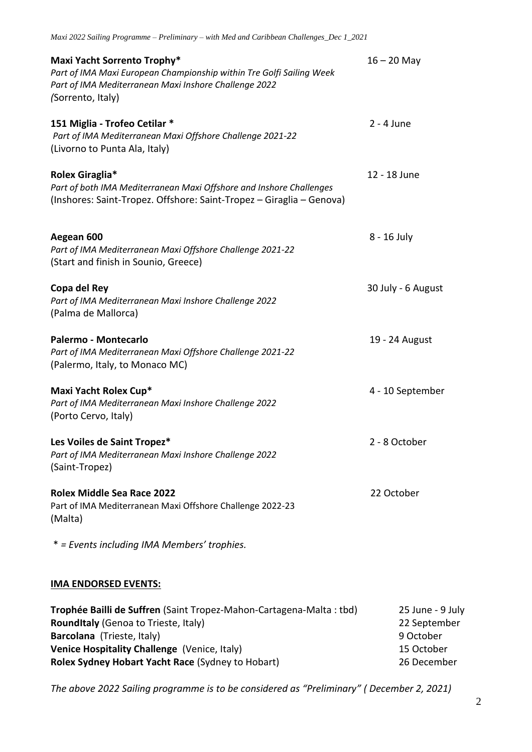**Maxi Yacht Sorrento Trophy*** 16 – 20 May
*Part of IMA Maxi European Championship within Tre Golfi Sailing Week*
*Part of IMA Mediterranean Maxi Inshore Challenge 2022*
*(*Sorrento, Italy)

**151 Miglia - Trofeo Cetilar *** 2 - 4 June
*Part of IMA Mediterranean Maxi Offshore Challenge 2021-22*
(Livorno to Punta Ala, Italy)

**Rolex Giraglia*** 12 - 18 June
*Part of both IMA Mediterranean Maxi Offshore and Inshore Challenges*
(Inshores: Saint-Tropez. Offshore: Saint-Tropez – Giraglia – Genova)

**Aegean 600** 8 - 16 July
*Part of IMA Mediterranean Maxi Offshore Challenge 2021-22*
(Start and finish in Sounio, Greece)

**Copa del Rey** 30 July - 6 August
*Part of IMA Mediterranean Maxi Inshore Challenge 2022*
(Palma de Mallorca)

**Palermo - Montecarlo** 19 - 24 August
*Part of IMA Mediterranean Maxi Offshore Challenge 2021-22*
(Palermo, Italy, to Monaco MC)

**Maxi Yacht Rolex Cup*** 4 - 10 September
*Part of IMA Mediterranean Maxi Inshore Challenge 2022*
(Porto Cervo, Italy)

**Les Voiles de Saint Tropez*** 2 - 8 October
*Part of IMA Mediterranean Maxi Inshore Challenge 2022*
(Saint-Tropez)

**Rolex Middle Sea Race 2022** 22 October
Part of IMA Mediterranean Maxi Offshore Challenge 2022-23
(Malta)

*\* = Events including IMA Members' trophies.*

**IMA ENDORSED EVENTS:**

| Event | Date |
|---|---|
| **Trophée Bailli de Suffren** (Saint Tropez-Mahon-Cartagena-Malta : tbd) | 25 June - 9 July |
| **RoundItaly** (Genoa to Trieste, Italy) | 22 September |
| **Barcolana** (Trieste, Italy) | 9 October |
| **Venice Hospitality Challenge** (Venice, Italy) | 15 October |
| **Rolex Sydney Hobart Yacht Race** (Sydney to Hobart) | 26 December |

*The above 2022 Sailing programme is to be considered as "Preliminary" ( December 2, 2021)*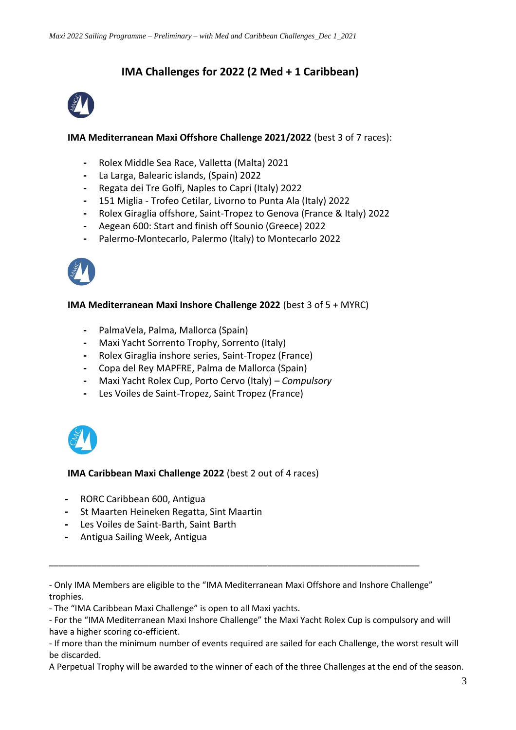## IMA Challenges for 2022 (2 Med + 1 Caribbean)

**IMA Mediterranean Maxi Offshore Challenge 2021/2022** (best 3 of 7 races):

- Rolex Middle Sea Race, Valletta (Malta) 2021
- La Larga, Balearic islands, (Spain) 2022
- Regata dei Tre Golfi, Naples to Capri (Italy) 2022
- 151 Miglia - Trofeo Cetilar, Livorno to Punta Ala (Italy) 2022
- Rolex Giraglia offshore, Saint-Tropez to Genova (France & Italy) 2022
- Aegean 600: Start and finish off Sounio (Greece) 2022
- Palermo-Montecarlo, Palermo (Italy) to Montecarlo 2022

**IMA Mediterranean Maxi Inshore Challenge 2022** (best 3 of 5 + MYRC)

- PalmaVela, Palma, Mallorca (Spain)
- Maxi Yacht Sorrento Trophy, Sorrento (Italy)
- Rolex Giraglia inshore series, Saint-Tropez (France)
- Copa del Rey MAPFRE, Palma de Mallorca (Spain)
- Maxi Yacht Rolex Cup, Porto Cervo (Italy) – *Compulsory*
- Les Voiles de Saint-Tropez, Saint Tropez (France)

**IMA Caribbean Maxi Challenge 2022** (best 2 out of 4 races)

- RORC Caribbean 600, Antigua
- St Maarten Heineken Regatta, Sint Maartin
- Les Voiles de Saint-Barth, Saint Barth
- Antigua Sailing Week, Antigua

---

- Only IMA Members are eligible to the "IMA Mediterranean Maxi Offshore and Inshore Challenge" trophies.
- The "IMA Caribbean Maxi Challenge" is open to all Maxi yachts.
- For the "IMA Mediterranean Maxi Inshore Challenge" the Maxi Yacht Rolex Cup is compulsory and will have a higher scoring co-efficient.
- If more than the minimum number of events required are sailed for each Challenge, the worst result will be discarded.

A Perpetual Trophy will be awarded to the winner of each of the three Challenges at the end of the season.